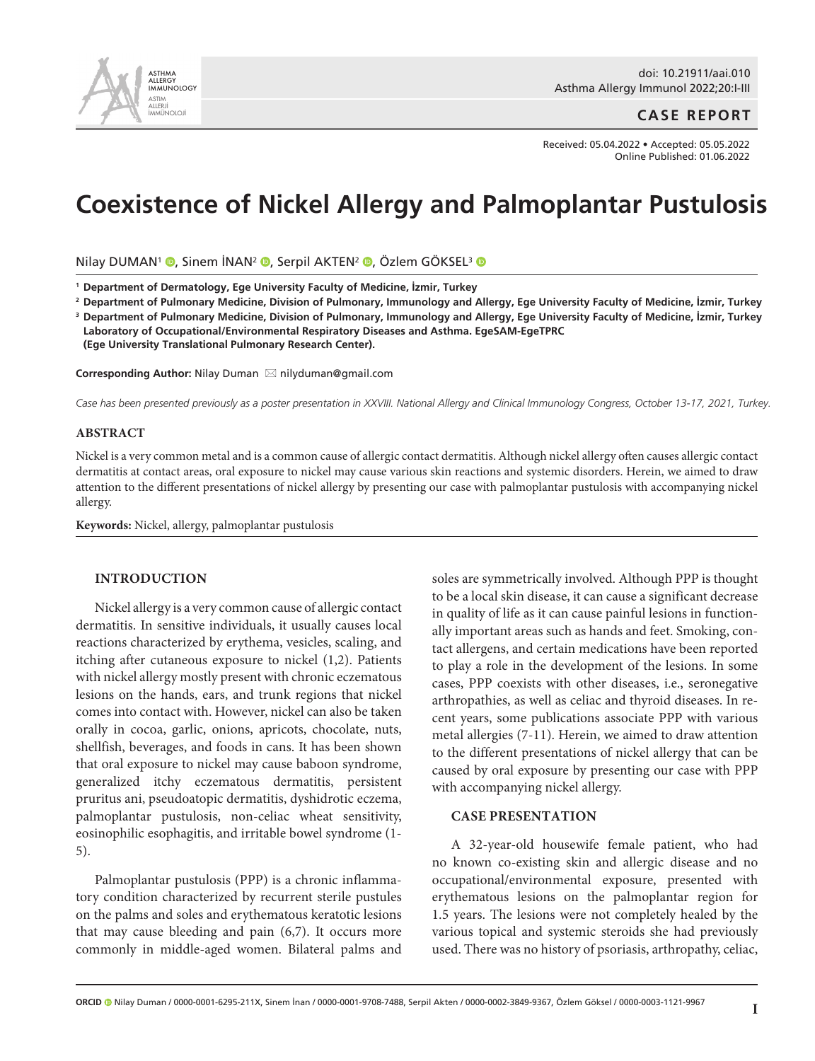# Coexistence of Nickel Allergy and Palmoplantar Pustulosis

Nilay DUMAN[1], Sinem İNAN[2], Serpil AKTEN[2], Özlem GÖKSEL[3]

[1] **Department of Dermatology, Ege University Faculty of Medicine, İzmir, Turkey**

[2] **Department of Pulmonary Medicine, Division of Pulmonary, Immunology and Allergy, Ege University Faculty of Medicine, İzmir, Turkey**

[3] **Department of Pulmonary Medicine, Division of Pulmonary, Immunology and Allergy, Ege University Faculty of Medicine, İzmir, Turkey Laboratory of Occupational/Environmental Respiratory Diseases and Asthma. EgeSAM-EgeTPRC (Ege University Translational Pulmonary Research Center).**

**Corresponding Author:** Nilay Duman ✉ nilyduman@gmail.com

*Case has been presented previously as a poster presentation in XXVIII. National Allergy and Clinical Immunology Congress, October 13-17, 2021, Turkey.*

Received: 05.04.2022 • Accepted: 05.05.2022
Online Published: 01.06.2022

## ABSTRACT

Nickel is a very common metal and is a common cause of allergic contact dermatitis. Although nickel allergy often causes allergic contact dermatitis at contact areas, oral exposure to nickel may cause various skin reactions and systemic disorders. Herein, we aimed to draw attention to the different presentations of nickel allergy by presenting our case with palmoplantar pustulosis with accompanying nickel allergy.

**Keywords:** Nickel, allergy, palmoplantar pustulosis

## INTRODUCTION

Nickel allergy is a very common cause of allergic contact dermatitis. In sensitive individuals, it usually causes local reactions characterized by erythema, vesicles, scaling, and itching after cutaneous exposure to nickel (1,2). Patients with nickel allergy mostly present with chronic eczematous lesions on the hands, ears, and trunk regions that nickel comes into contact with. However, nickel can also be taken orally in cocoa, garlic, onions, apricots, chocolate, nuts, shellfish, beverages, and foods in cans. It has been shown that oral exposure to nickel may cause baboon syndrome, generalized itchy eczematous dermatitis, persistent pruritus ani, pseudoatopic dermatitis, dyshidrotic eczema, palmoplantar pustulosis, non-celiac wheat sensitivity, eosinophilic esophagitis, and irritable bowel syndrome (1-5).

Palmoplantar pustulosis (PPP) is a chronic inflammatory condition characterized by recurrent sterile pustules on the palms and soles and erythematous keratotic lesions that may cause bleeding and pain (6,7). It occurs more commonly in middle-aged women. Bilateral palms and soles are symmetrically involved. Although PPP is thought to be a local skin disease, it can cause a significant decrease in quality of life as it can cause painful lesions in functionally important areas such as hands and feet. Smoking, contact allergens, and certain medications have been reported to play a role in the development of the lesions. In some cases, PPP coexists with other diseases, i.e., seronegative arthropathies, as well as celiac and thyroid diseases. In recent years, some publications associate PPP with various metal allergies (7-11). Herein, we aimed to draw attention to the different presentations of nickel allergy that can be caused by oral exposure by presenting our case with PPP with accompanying nickel allergy.

## CASE PRESENTATION

A 32-year-old housewife female patient, who had no known co-existing skin and allergic disease and no occupational/environmental exposure, presented with erythematous lesions on the palmoplantar region for 1.5 years. The lesions were not completely healed by the various topical and systemic steroids she had previously used. There was no history of psoriasis, arthropathy, celiac,

**ORCID** Nilay Duman / 0000-0001-6295-211X, Sinem İnan / 0000-0001-9708-7488, Serpil Akten / 0000-0002-3849-9367, Özlem Göksel / 0000-0003-1121-9967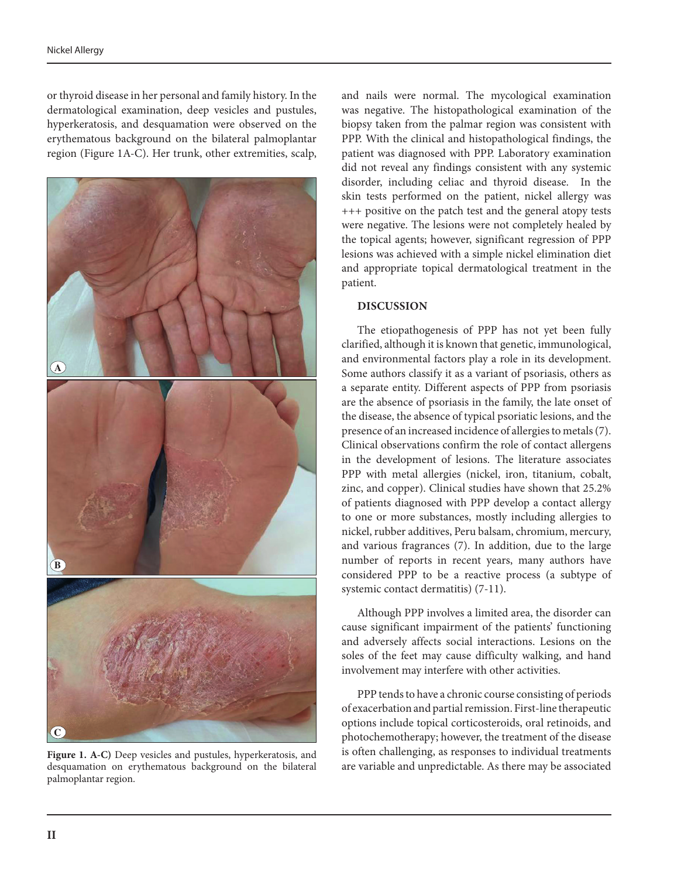or thyroid disease in her personal and family history. In the dermatological examination, deep vesicles and pustules, hyperkeratosis, and desquamation were observed on the erythematous background on the bilateral palmoplantar region (Figure 1A-C). Her trunk, other extremities, scalp, and nails were normal. The mycological examination was negative. The histopathological examination of the biopsy taken from the palmar region was consistent with PPP. With the clinical and histopathological findings, the patient was diagnosed with PPP. Laboratory examination did not reveal any findings consistent with any systemic disorder, including celiac and thyroid disease. In the skin tests performed on the patient, nickel allergy was +++ positive on the patch test and the general atopy tests were negative. The lesions were not completely healed by the topical agents; however, significant regression of PPP lesions was achieved with a simple nickel elimination diet and appropriate topical dermatological treatment in the patient.

**Figure 1. A-C)** Deep vesicles and pustules, hyperkeratosis, and desquamation on erythematous background on the bilateral palmoplantar region.

## DISCUSSION

The etiopathogenesis of PPP has not yet been fully clarified, although it is known that genetic, immunological, and environmental factors play a role in its development. Some authors classify it as a variant of psoriasis, others as a separate entity. Different aspects of PPP from psoriasis are the absence of psoriasis in the family, the late onset of the disease, the absence of typical psoriatic lesions, and the presence of an increased incidence of allergies to metals (7). Clinical observations confirm the role of contact allergens in the development of lesions. The literature associates PPP with metal allergies (nickel, iron, titanium, cobalt, zinc, and copper). Clinical studies have shown that 25.2% of patients diagnosed with PPP develop a contact allergy to one or more substances, mostly including allergies to nickel, rubber additives, Peru balsam, chromium, mercury, and various fragrances (7). In addition, due to the large number of reports in recent years, many authors have considered PPP to be a reactive process (a subtype of systemic contact dermatitis) (7-11).

Although PPP involves a limited area, the disorder can cause significant impairment of the patients' functioning and adversely affects social interactions. Lesions on the soles of the feet may cause difficulty walking, and hand involvement may interfere with other activities.

PPP tends to have a chronic course consisting of periods of exacerbation and partial remission. First-line therapeutic options include topical corticosteroids, oral retinoids, and photochemotherapy; however, the treatment of the disease is often challenging, as responses to individual treatments are variable and unpredictable. As there may be associated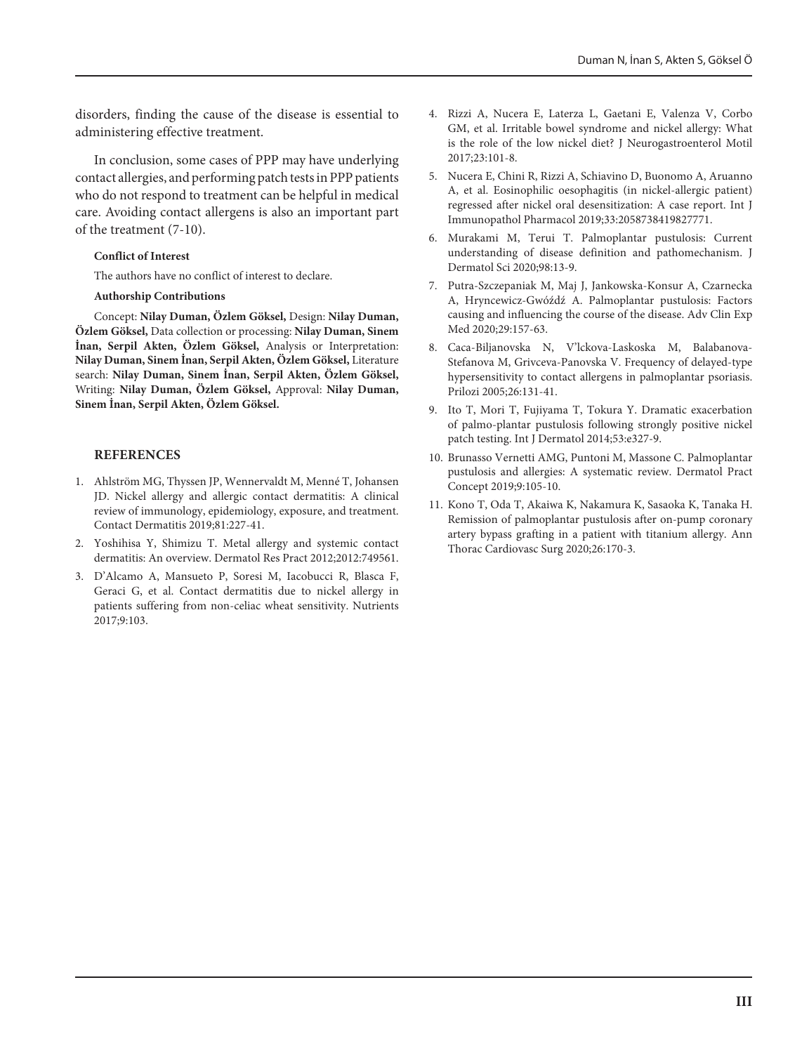disorders, finding the cause of the disease is essential to administering effective treatment.

In conclusion, some cases of PPP may have underlying contact allergies, and performing patch tests in PPP patients who do not respond to treatment can be helpful in medical care. Avoiding contact allergens is also an important part of the treatment (7-10).

**Conflict of Interest**

The authors have no conflict of interest to declare.

**Authorship Contributions**

Concept: **Nilay Duman, Özlem Göksel,** Design: **Nilay Duman, Özlem Göksel,** Data collection or processing: **Nilay Duman, Sinem İnan, Serpil Akten, Özlem Göksel,** Analysis or Interpretation: **Nilay Duman, Sinem İnan, Serpil Akten, Özlem Göksel,** Literature search: **Nilay Duman, Sinem İnan, Serpil Akten, Özlem Göksel,** Writing: **Nilay Duman, Özlem Göksel,** Approval: **Nilay Duman, Sinem İnan, Serpil Akten, Özlem Göksel.**

## REFERENCES

1. Ahlström MG, Thyssen JP, Wennervaldt M, Menné T, Johansen JD. Nickel allergy and allergic contact dermatitis: A clinical review of immunology, epidemiology, exposure, and treatment. Contact Dermatitis 2019;81:227-41.
2. Yoshihisa Y, Shimizu T. Metal allergy and systemic contact dermatitis: An overview. Dermatol Res Pract 2012;2012:749561.
3. D'Alcamo A, Mansueto P, Soresi M, Iacobucci R, Blasca F, Geraci G, et al. Contact dermatitis due to nickel allergy in patients suffering from non-celiac wheat sensitivity. Nutrients 2017;9:103.
4. Rizzi A, Nucera E, Laterza L, Gaetani E, Valenza V, Corbo GM, et al. Irritable bowel syndrome and nickel allergy: What is the role of the low nickel diet? J Neurogastroenterol Motil 2017;23:101-8.
5. Nucera E, Chini R, Rizzi A, Schiavino D, Buonomo A, Aruanno A, et al. Eosinophilic oesophagitis (in nickel-allergic patient) regressed after nickel oral desensitization: A case report. Int J Immunopathol Pharmacol 2019;33:2058738419827771.
6. Murakami M, Terui T. Palmoplantar pustulosis: Current understanding of disease definition and pathomechanism. J Dermatol Sci 2020;98:13-9.
7. Putra-Szczepaniak M, Maj J, Jankowska-Konsur A, Czarnecka A, Hryncewicz-Gwóźdź A. Palmoplantar pustulosis: Factors causing and influencing the course of the disease. Adv Clin Exp Med 2020;29:157-63.
8. Caca-Biljanovska N, V'lckova-Laskoska M, Balabanova-Stefanova M, Grivceva-Panovska V. Frequency of delayed-type hypersensitivity to contact allergens in palmoplantar psoriasis. Prilozi 2005;26:131-41.
9. Ito T, Mori T, Fujiyama T, Tokura Y. Dramatic exacerbation of palmo-plantar pustulosis following strongly positive nickel patch testing. Int J Dermatol 2014;53:e327-9.
10. Brunasso Vernetti AMG, Puntoni M, Massone C. Palmoplantar pustulosis and allergies: A systematic review. Dermatol Pract Concept 2019;9:105-10.
11. Kono T, Oda T, Akaiwa K, Nakamura K, Sasaoka K, Tanaka H. Remission of palmoplantar pustulosis after on-pump coronary artery bypass grafting in a patient with titanium allergy. Ann Thorac Cardiovasc Surg 2020;26:170-3.